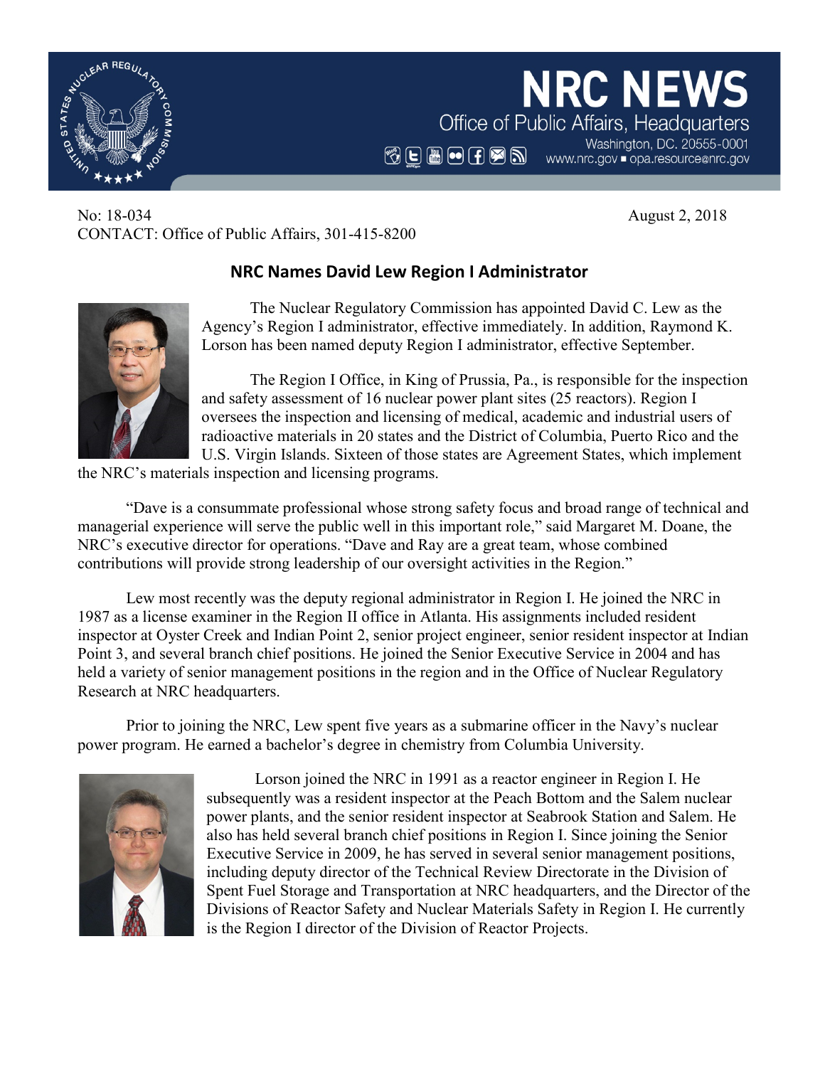**NRC NEWS**

Office of Public Affairs, Headquarters

Washington, DC. 20555-0001

www.nrc.gov ■ opa.resource@nrc.gov

No: 18-034
CONTACT: Office of Public Affairs, 301-415-8200

August 2, 2018

## NRC Names David Lew Region I Administrator

The Nuclear Regulatory Commission has appointed David C. Lew as the Agency's Region I administrator, effective immediately. In addition, Raymond K. Lorson has been named deputy Region I administrator, effective September.

The Region I Office, in King of Prussia, Pa., is responsible for the inspection and safety assessment of 16 nuclear power plant sites (25 reactors). Region I oversees the inspection and licensing of medical, academic and industrial users of radioactive materials in 20 states and the District of Columbia, Puerto Rico and the U.S. Virgin Islands. Sixteen of those states are Agreement States, which implement the NRC's materials inspection and licensing programs.

"Dave is a consummate professional whose strong safety focus and broad range of technical and managerial experience will serve the public well in this important role," said Margaret M. Doane, the NRC's executive director for operations. "Dave and Ray are a great team, whose combined contributions will provide strong leadership of our oversight activities in the Region."

Lew most recently was the deputy regional administrator in Region I. He joined the NRC in 1987 as a license examiner in the Region II office in Atlanta. His assignments included resident inspector at Oyster Creek and Indian Point 2, senior project engineer, senior resident inspector at Indian Point 3, and several branch chief positions. He joined the Senior Executive Service in 2004 and has held a variety of senior management positions in the region and in the Office of Nuclear Regulatory Research at NRC headquarters.

Prior to joining the NRC, Lew spent five years as a submarine officer in the Navy's nuclear power program. He earned a bachelor's degree in chemistry from Columbia University.

Lorson joined the NRC in 1991 as a reactor engineer in Region I. He subsequently was a resident inspector at the Peach Bottom and the Salem nuclear power plants, and the senior resident inspector at Seabrook Station and Salem. He also has held several branch chief positions in Region I. Since joining the Senior Executive Service in 2009, he has served in several senior management positions, including deputy director of the Technical Review Directorate in the Division of Spent Fuel Storage and Transportation at NRC headquarters, and the Director of the Divisions of Reactor Safety and Nuclear Materials Safety in Region I. He currently is the Region I director of the Division of Reactor Projects.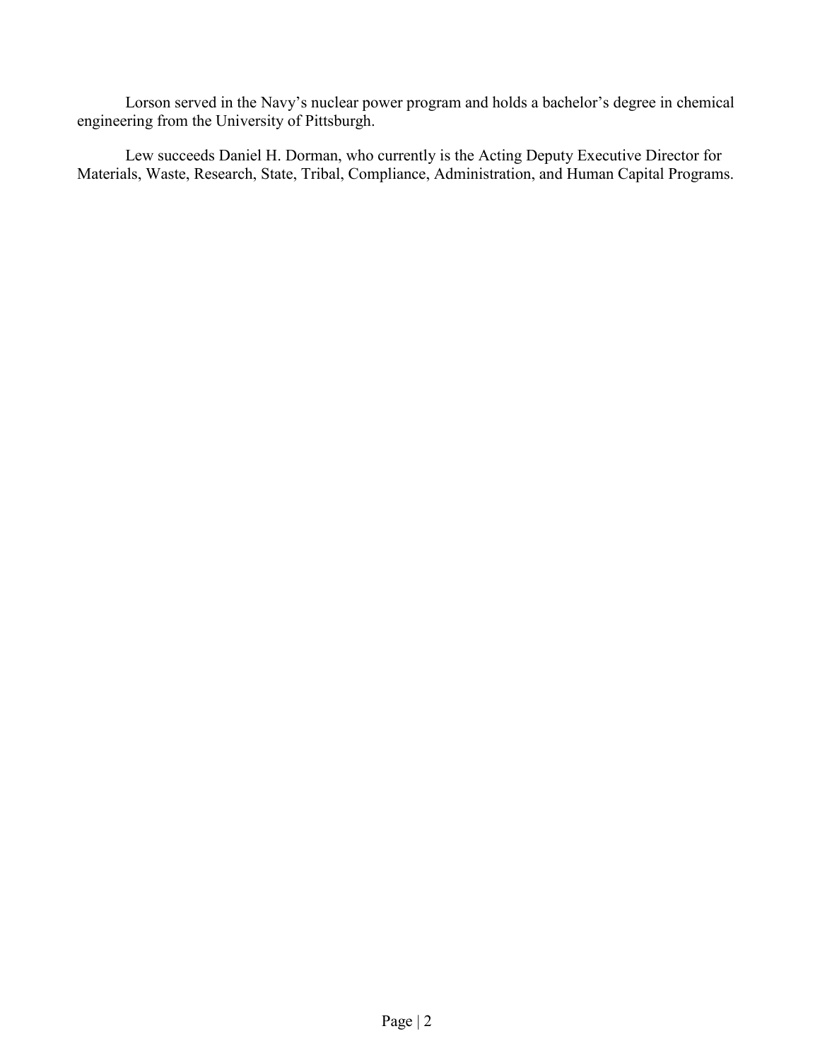Lorson served in the Navy's nuclear power program and holds a bachelor's degree in chemical engineering from the University of Pittsburgh.

Lew succeeds Daniel H. Dorman, who currently is the Acting Deputy Executive Director for Materials, Waste, Research, State, Tribal, Compliance, Administration, and Human Capital Programs.